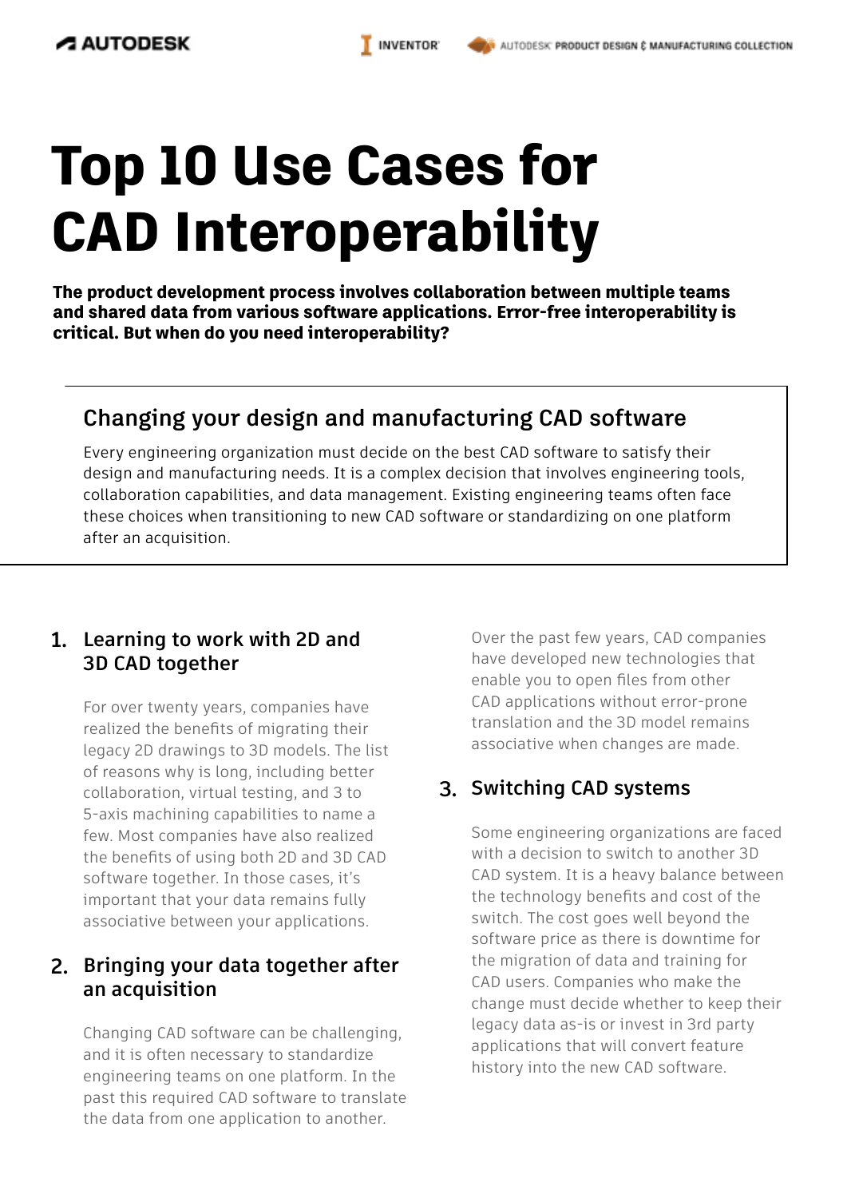# Top 10 Use Cases for CAD Interoperability

**The product development process involves collaboration between multiple teams and shared data from various software applications. Error-free interoperability is critical. But when do you need interoperability?**

## Changing your design and manufacturing CAD software

Every engineering organization must decide on the best CAD software to satisfy their design and manufacturing needs. It is a complex decision that involves engineering tools, collaboration capabilities, and data management. Existing engineering teams often face these choices when transitioning to new CAD software or standardizing on one platform after an acquisition.

### 1. Learning to work with 2D and 3D CAD together

For over twenty years, companies have realized the benefits of migrating their legacy 2D drawings to 3D models. The list of reasons why is long, including better collaboration, virtual testing, and 3 to 5-axis machining capabilities to name a few. Most companies have also realized the benefits of using both 2D and 3D CAD software together. In those cases, it's important that your data remains fully associative between your applications.

### 2. Bringing your data together after an acquisition

Changing CAD software can be challenging, and it is often necessary to standardize engineering teams on one platform. In the past this required CAD software to translate the data from one application to another.

Over the past few years, CAD companies have developed new technologies that enable you to open files from other CAD applications without error-prone translation and the 3D model remains associative when changes are made.

### 3. Switching CAD systems

Some engineering organizations are faced with a decision to switch to another 3D CAD system. It is a heavy balance between the technology benefits and cost of the switch. The cost goes well beyond the software price as there is downtime for the migration of data and training for CAD users. Companies who make the change must decide whether to keep their legacy data as-is or invest in 3rd party applications that will convert feature history into the new CAD software.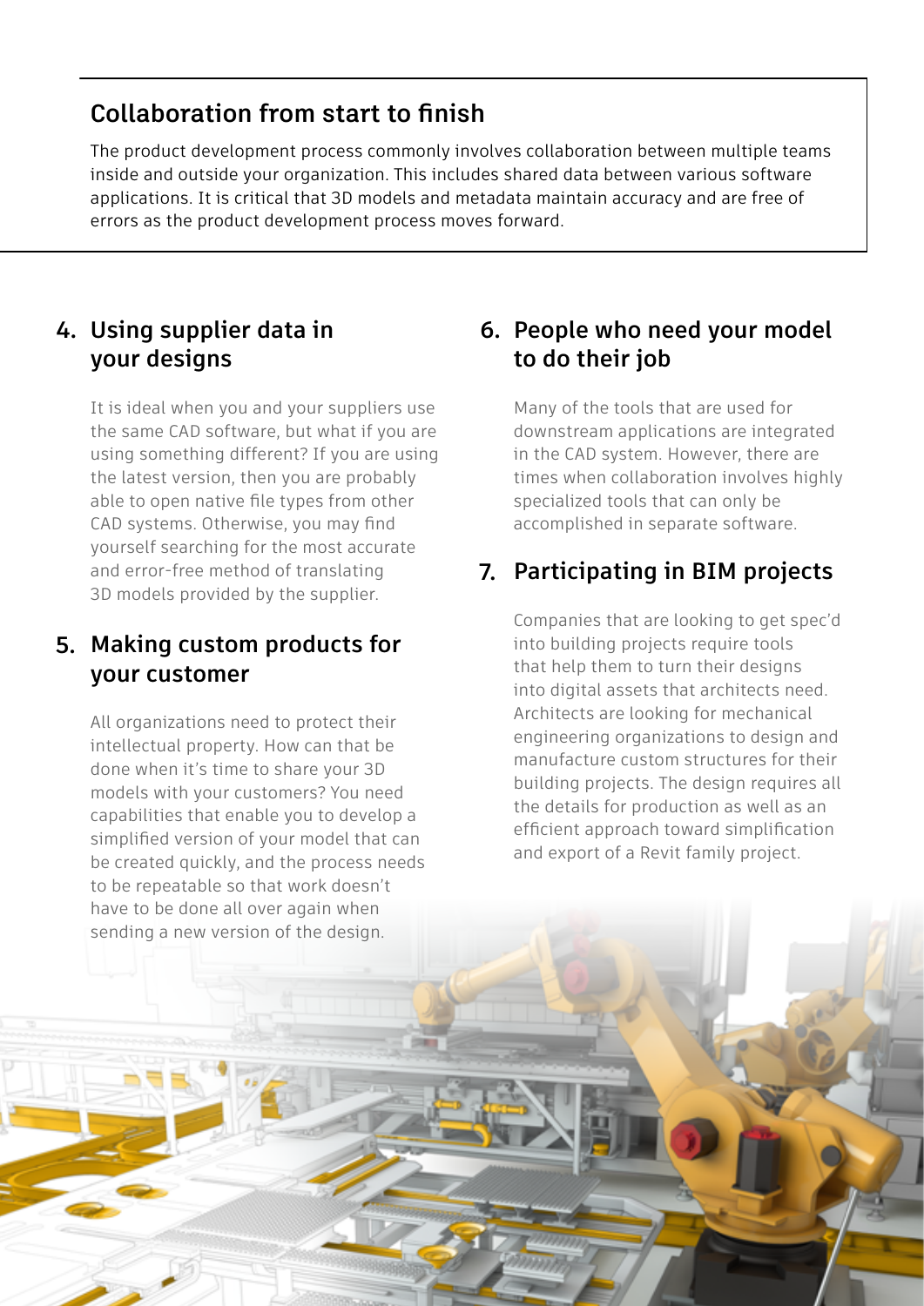## Collaboration from start to finish

The product development process commonly involves collaboration between multiple teams inside and outside your organization. This includes shared data between various software applications. It is critical that 3D models and metadata maintain accuracy and are free of errors as the product development process moves forward.

### 4. Using supplier data in your designs

It is ideal when you and your suppliers use the same CAD software, but what if you are using something different? If you are using the latest version, then you are probably able to open native file types from other CAD systems. Otherwise, you may find yourself searching for the most accurate and error-free method of translating 3D models provided by the supplier.

### 5. Making custom products for your customer

All organizations need to protect their intellectual property. How can that be done when it's time to share your 3D models with your customers? You need capabilities that enable you to develop a simplified version of your model that can be created quickly, and the process needs to be repeatable so that work doesn't have to be done all over again when sending a new version of the design.

### 6. People who need your model to do their job

Many of the tools that are used for downstream applications are integrated in the CAD system. However, there are times when collaboration involves highly specialized tools that can only be accomplished in separate software.

### 7. Participating in BIM projects

Companies that are looking to get spec'd into building projects require tools that help them to turn their designs into digital assets that architects need. Architects are looking for mechanical engineering organizations to design and manufacture custom structures for their building projects. The design requires all the details for production as well as an efficient approach toward simplification and export of a Revit family project.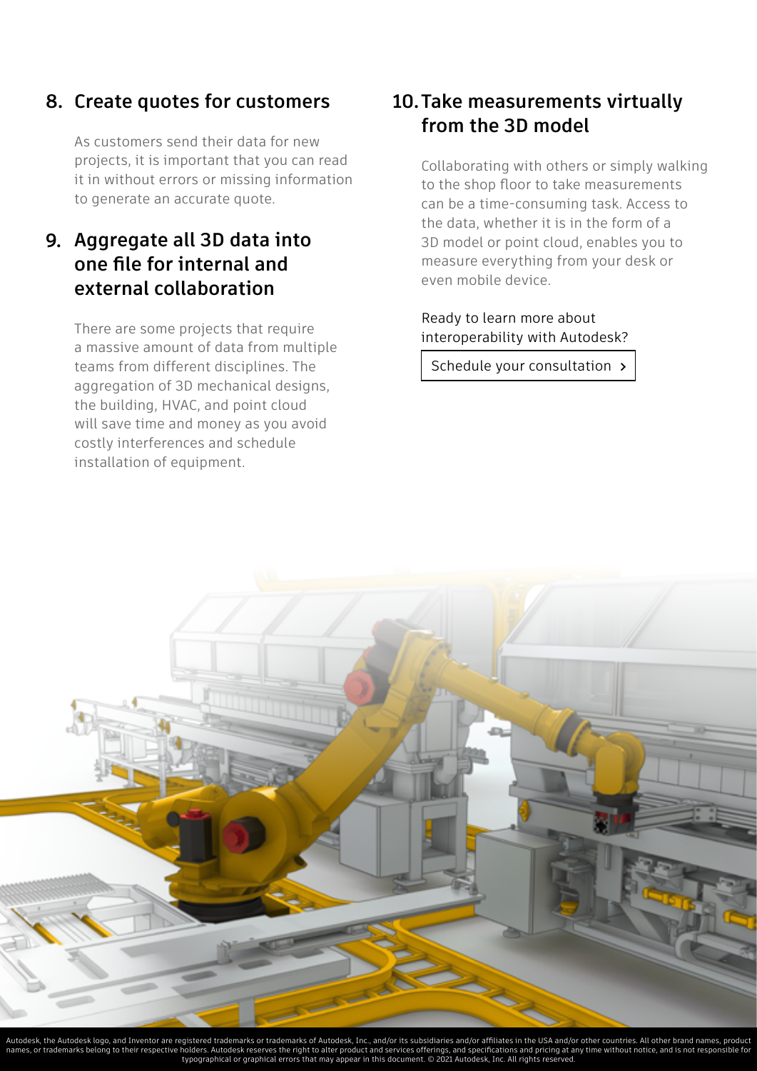## 8. Create quotes for customers

As customers send their data for new projects, it is important that you can read it in without errors or missing information to generate an accurate quote.

## 9. Aggregate all 3D data into one file for internal and external collaboration

There are some projects that require a massive amount of data from multiple teams from different disciplines. The aggregation of 3D mechanical designs, the building, HVAC, and point cloud will save time and money as you avoid costly interferences and schedule installation of equipment.

## 10. Take measurements virtually from the 3D model

Collaborating with others or simply walking to the shop floor to take measurements can be a time-consuming task. Access to the data, whether it is in the form of a 3D model or point cloud, enables you to measure everything from your desk or even mobile device.

Ready to learn more about interoperability with Autodesk?

Schedule your consultation ›

Autodesk, the Autodesk logo, and Inventor are registered trademarks or trademarks of Autodesk, Inc., and/or its subsidiaries and/or affiliates in the USA and/or other countries. All other brand names, product names, or trademarks belong to their respective holders. Autodesk reserves the right to alter product and services offerings, and specifications and pricing at any time without notice, and is not responsible for typographical or graphical errors that may appear in this document. © 2021 Autodesk, Inc. All rights reserved.